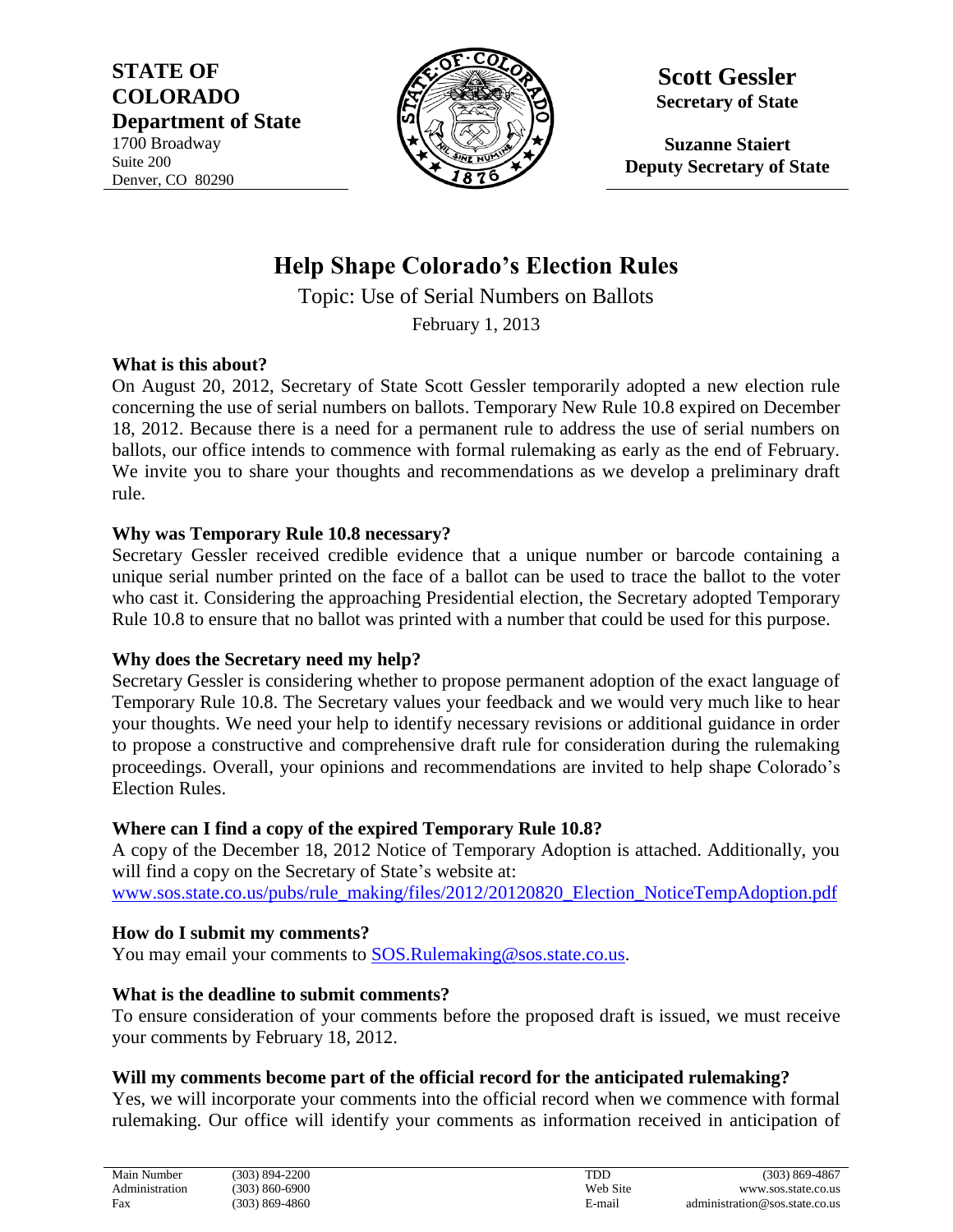**STATE OF COLORADO**
**Department of State**
1700 Broadway
Suite 200
Denver, CO 80290

**Scott Gessler**
**Secretary of State**

**Suzanne Staiert**
**Deputy Secretary of State**

# Help Shape Colorado's Election Rules

Topic: Use of Serial Numbers on Ballots

February 1, 2013

### What is this about?

On August 20, 2012, Secretary of State Scott Gessler temporarily adopted a new election rule concerning the use of serial numbers on ballots. Temporary New Rule 10.8 expired on December 18, 2012. Because there is a need for a permanent rule to address the use of serial numbers on ballots, our office intends to commence with formal rulemaking as early as the end of February. We invite you to share your thoughts and recommendations as we develop a preliminary draft rule.

### Why was Temporary Rule 10.8 necessary?

Secretary Gessler received credible evidence that a unique number or barcode containing a unique serial number printed on the face of a ballot can be used to trace the ballot to the voter who cast it. Considering the approaching Presidential election, the Secretary adopted Temporary Rule 10.8 to ensure that no ballot was printed with a number that could be used for this purpose.

### Why does the Secretary need my help?

Secretary Gessler is considering whether to propose permanent adoption of the exact language of Temporary Rule 10.8. The Secretary values your feedback and we would very much like to hear your thoughts. We need your help to identify necessary revisions or additional guidance in order to propose a constructive and comprehensive draft rule for consideration during the rulemaking proceedings. Overall, your opinions and recommendations are invited to help shape Colorado's Election Rules.

### Where can I find a copy of the expired Temporary Rule 10.8?

A copy of the December 18, 2012 Notice of Temporary Adoption is attached. Additionally, you will find a copy on the Secretary of State's website at:
[www.sos.state.co.us/pubs/rule_making/files/2012/20120820_Election_NoticeTempAdoption.pdf](www.sos.state.co.us/pubs/rule_making/files/2012/20120820_Election_NoticeTempAdoption.pdf)

### How do I submit my comments?

You may email your comments to [SOS.Rulemaking@sos.state.co.us](mailto:SOS.Rulemaking@sos.state.co.us).

### What is the deadline to submit comments?

To ensure consideration of your comments before the proposed draft is issued, we must receive your comments by February 18, 2012.

### Will my comments become part of the official record for the anticipated rulemaking?

Yes, we will incorporate your comments into the official record when we commence with formal rulemaking. Our office will identify your comments as information received in anticipation of

| Main Number | (303) 894-2200 | TDD | (303) 869-4867 |
|---|---|---|---|
| Administration | (303) 860-6900 | Web Site | www.sos.state.co.us |
| Fax | (303) 869-4860 | E-mail | administration@sos.state.co.us |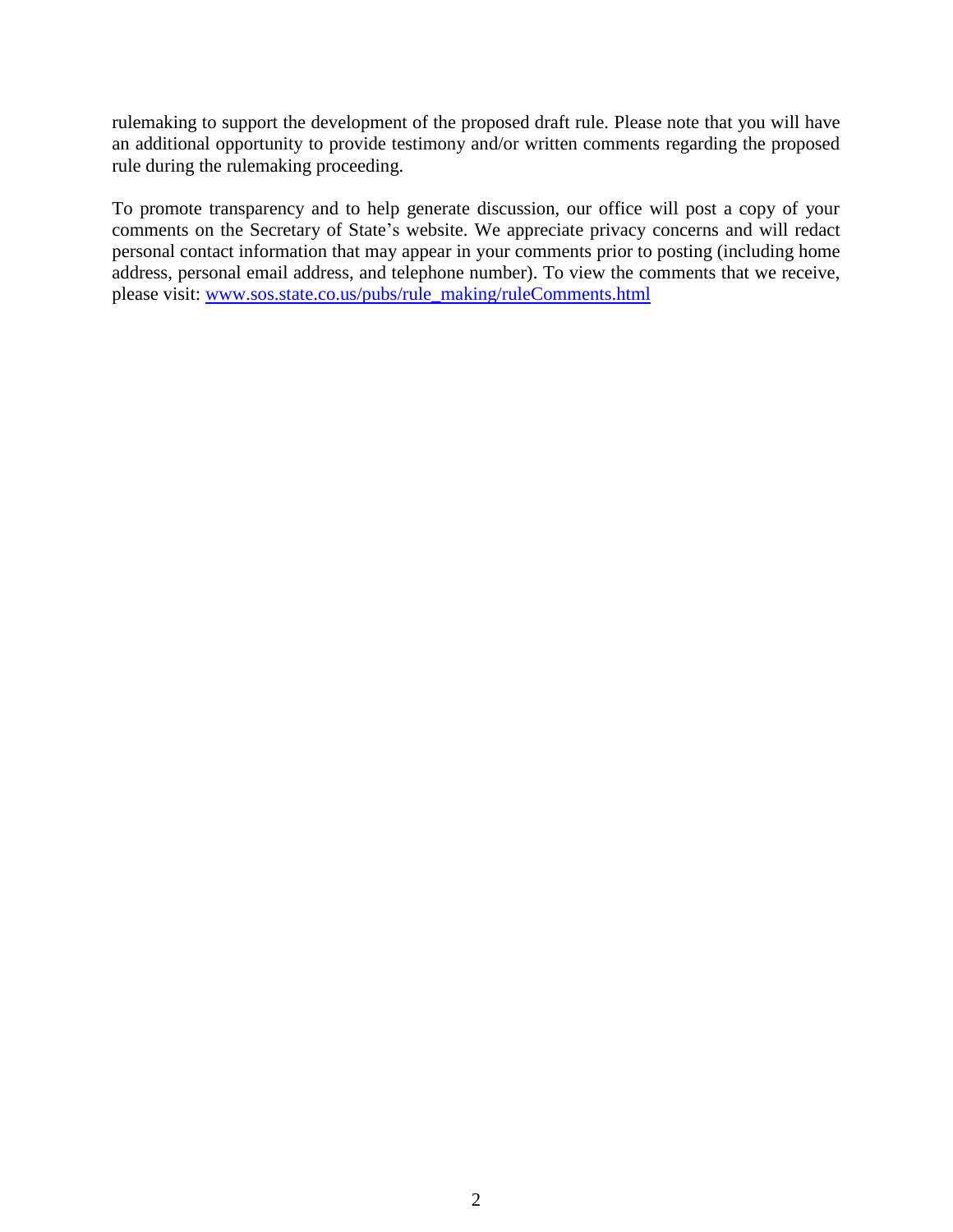rulemaking to support the development of the proposed draft rule. Please note that you will have an additional opportunity to provide testimony and/or written comments regarding the proposed rule during the rulemaking proceeding.

To promote transparency and to help generate discussion, our office will post a copy of your comments on the Secretary of State's website. We appreciate privacy concerns and will redact personal contact information that may appear in your comments prior to posting (including home address, personal email address, and telephone number). To view the comments that we receive, please visit: [www.sos.state.co.us/pubs/rule_making/ruleComments.html](www.sos.state.co.us/pubs/rule_making/ruleComments.html)